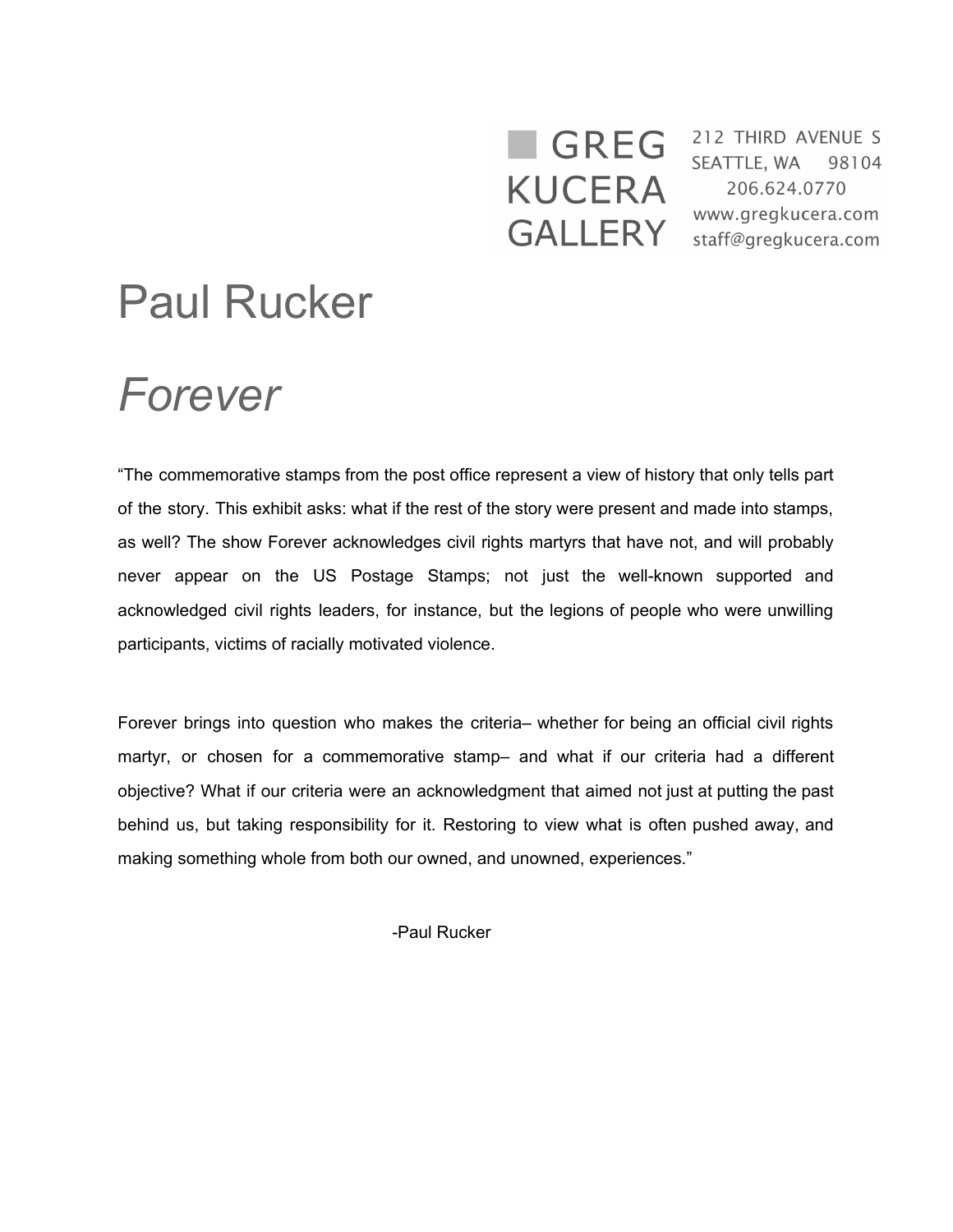GREG KUCERA GALLERY

212 THIRD AVENUE S
SEATTLE, WA 98104
206.624.0770
www.gregkucera.com
staff@gregkucera.com

# Paul Rucker

# *Forever*

“The commemorative stamps from the post office represent a view of history that only tells part of the story. This exhibit asks: what if the rest of the story were present and made into stamps, as well? The show Forever acknowledges civil rights martyrs that have not, and will probably never appear on the US Postage Stamps; not just the well-known supported and acknowledged civil rights leaders, for instance, but the legions of people who were unwilling participants, victims of racially motivated violence.

Forever brings into question who makes the criteria– whether for being an official civil rights martyr, or chosen for a commemorative stamp– and what if our criteria had a different objective? What if our criteria were an acknowledgment that aimed not just at putting the past behind us, but taking responsibility for it. Restoring to view what is often pushed away, and making something whole from both our owned, and unowned, experiences.”

-Paul Rucker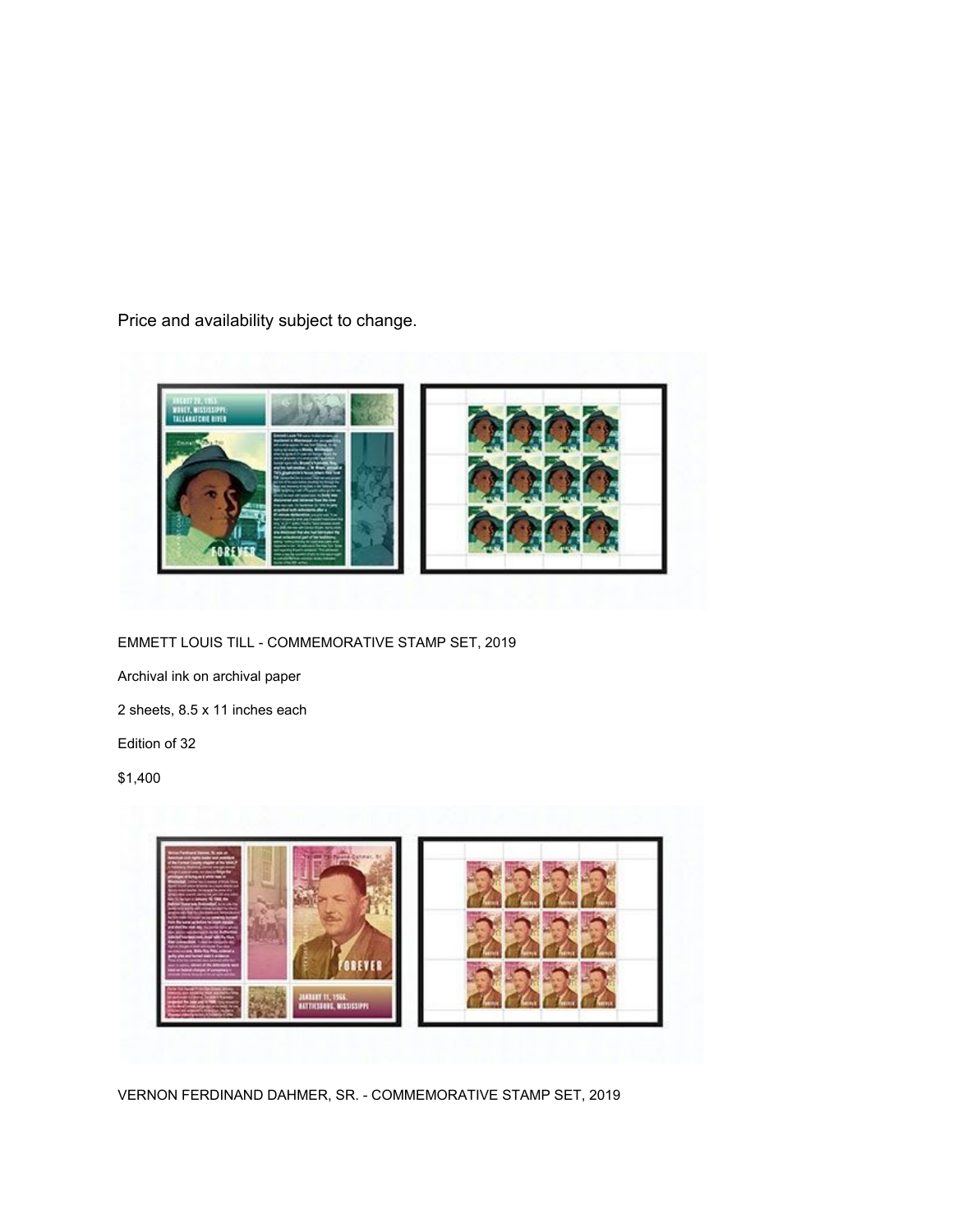Price and availability subject to change.

EMMETT LOUIS TILL - COMMEMORATIVE STAMP SET, 2019

Archival ink on archival paper

2 sheets, 8.5 x 11 inches each

Edition of 32

$1,400

VERNON FERDINAND DAHMER, SR. - COMMEMORATIVE STAMP SET, 2019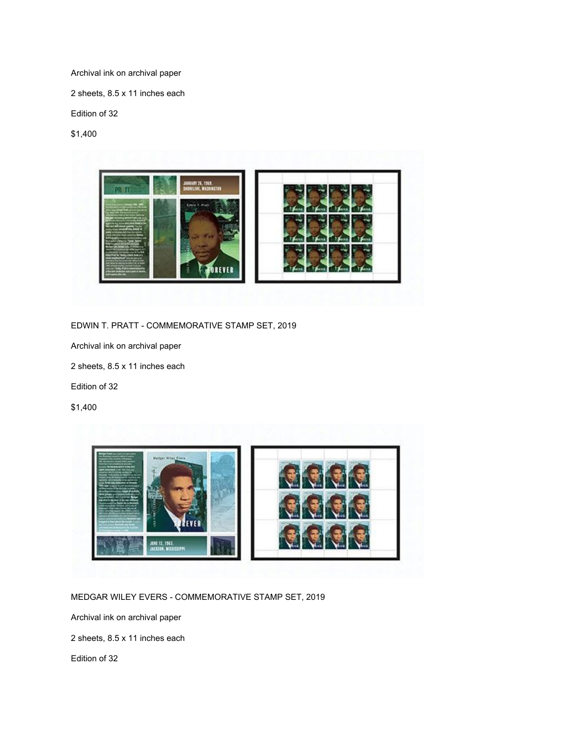Archival ink on archival paper

2 sheets, 8.5 x 11 inches each

Edition of 32

$1,400

EDWIN T. PRATT - COMMEMORATIVE STAMP SET, 2019

Archival ink on archival paper

2 sheets, 8.5 x 11 inches each

Edition of 32

$1,400

MEDGAR WILEY EVERS - COMMEMORATIVE STAMP SET, 2019

Archival ink on archival paper

2 sheets, 8.5 x 11 inches each

Edition of 32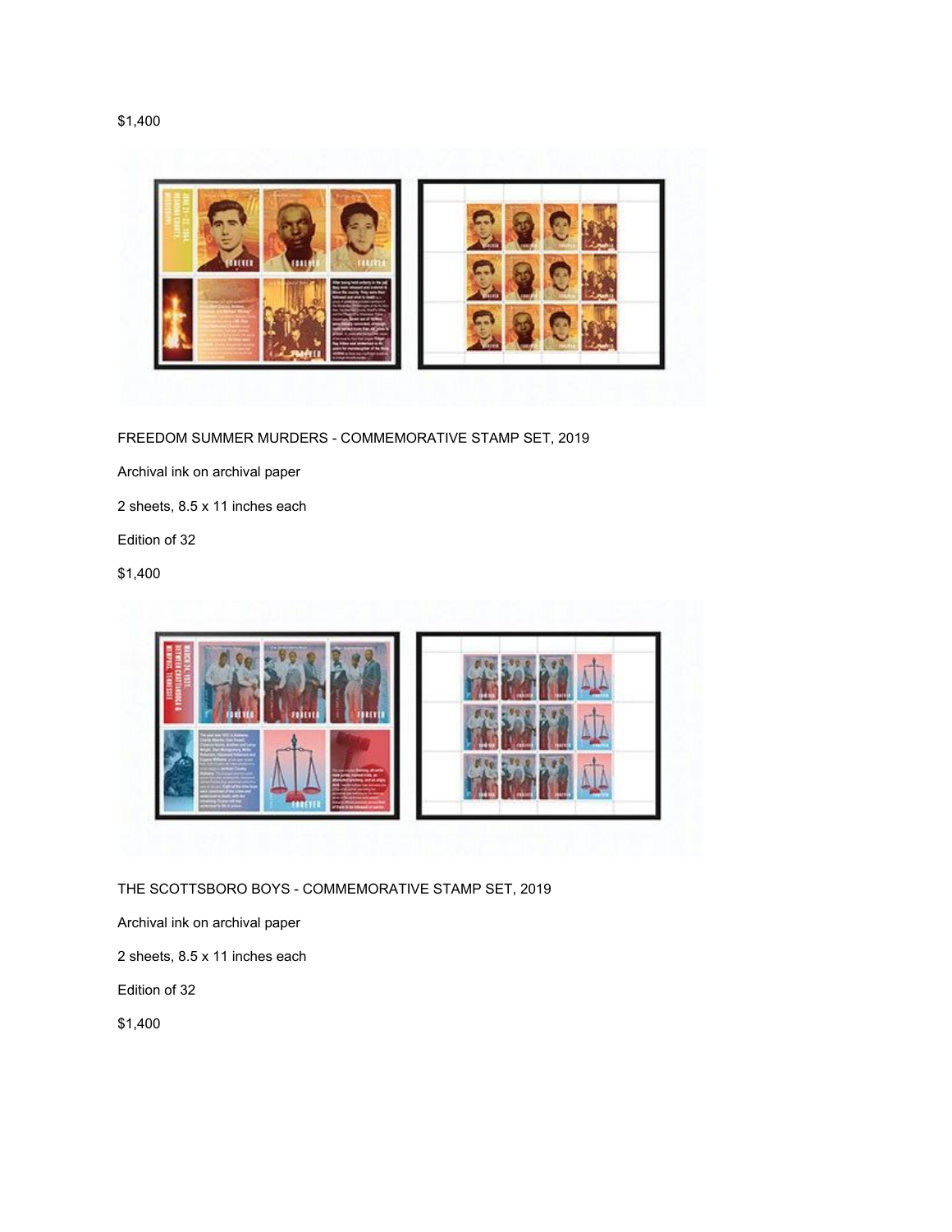$1,400

FREEDOM SUMMER MURDERS - COMMEMORATIVE STAMP SET, 2019

Archival ink on archival paper

2 sheets, 8.5 x 11 inches each

Edition of 32

$1,400

THE SCOTTSBORO BOYS - COMMEMORATIVE STAMP SET, 2019

Archival ink on archival paper

2 sheets, 8.5 x 11 inches each

Edition of 32

$1,400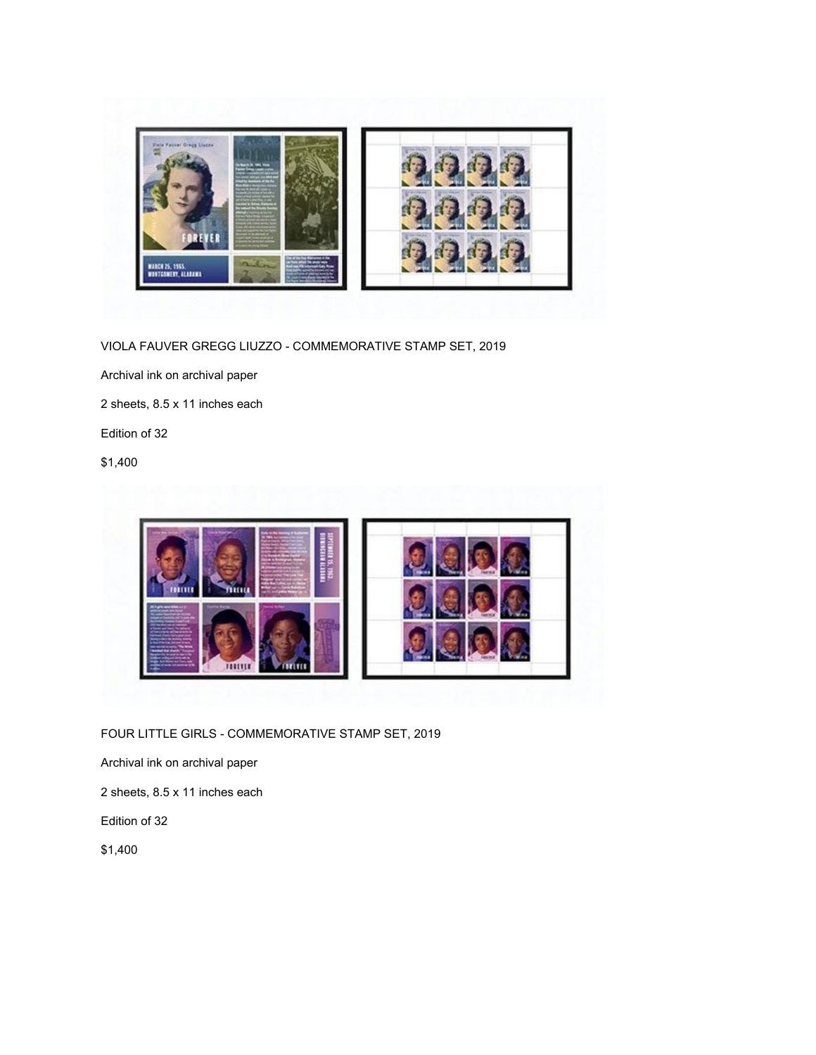VIOLA FAUVER GREGG LIUZZO - COMMEMORATIVE STAMP SET, 2019

Archival ink on archival paper

2 sheets, 8.5 x 11 inches each

Edition of 32

$1,400

FOUR LITTLE GIRLS - COMMEMORATIVE STAMP SET, 2019

Archival ink on archival paper

2 sheets, 8.5 x 11 inches each

Edition of 32

$1,400